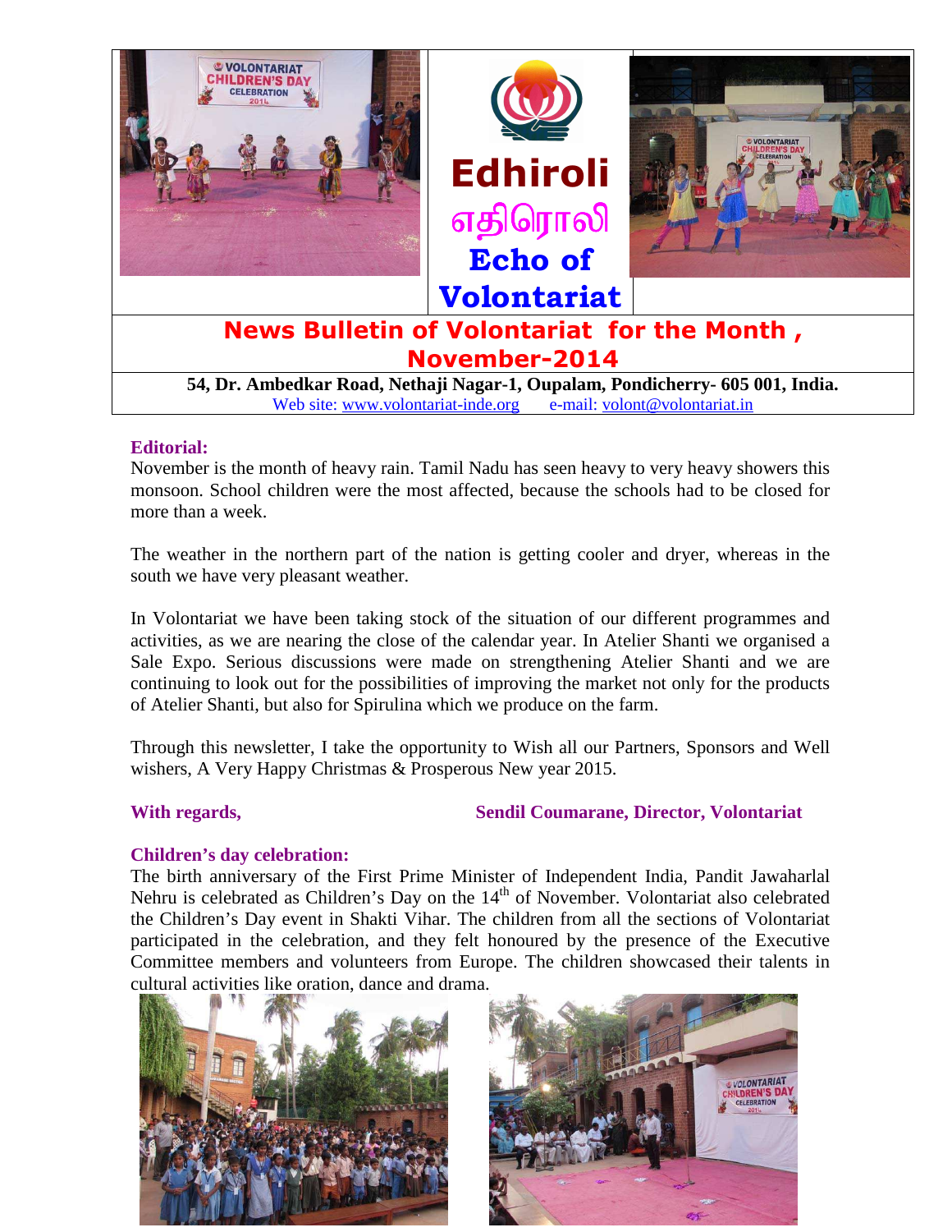# Edhiroli

# எதிரொலி

## Echo of Volontariat

## News Bulletin of Volontariat for the Month , November-2014

**54, Dr. Ambedkar Road, Nethaji Nagar-1, Oupalam, Pondicherry- 605 001, India.**

Web site: www.volontariat-inde.org e-mail: volont@volontariat.in

### Editorial:

November is the month of heavy rain. Tamil Nadu has seen heavy to very heavy showers this monsoon. School children were the most affected, because the schools had to be closed for more than a week.

The weather in the northern part of the nation is getting cooler and dryer, whereas in the south we have very pleasant weather.

In Volontariat we have been taking stock of the situation of our different programmes and activities, as we are nearing the close of the calendar year. In Atelier Shanti we organised a Sale Expo. Serious discussions were made on strengthening Atelier Shanti and we are continuing to look out for the possibilities of improving the market not only for the products of Atelier Shanti, but also for Spirulina which we produce on the farm.

Through this newsletter, I take the opportunity to Wish all our Partners, Sponsors and Well wishers, A Very Happy Christmas & Prosperous New year 2015.

**With regards,** **Sendil Coumarane, Director, Volontariat**

### Children's day celebration:

The birth anniversary of the First Prime Minister of Independent India, Pandit Jawaharlal Nehru is celebrated as Children's Day on the 14th of November. Volontariat also celebrated the Children's Day event in Shakti Vihar. The children from all the sections of Volontariat participated in the celebration, and they felt honoured by the presence of the Executive Committee members and volunteers from Europe. The children showcased their talents in cultural activities like oration, dance and drama.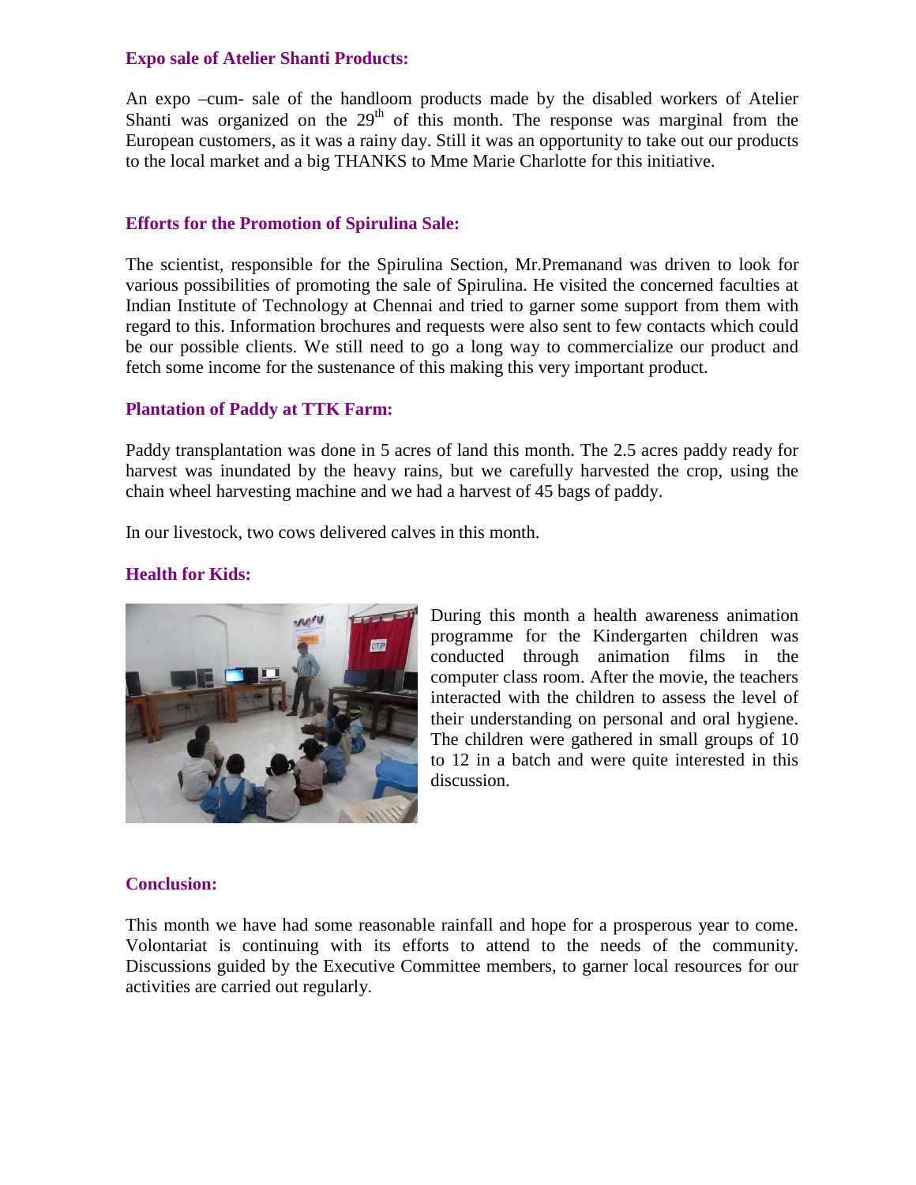### Expo sale of Atelier Shanti Products:

An expo –cum- sale of the handloom products made by the disabled workers of Atelier Shanti was organized on the 29th of this month. The response was marginal from the European customers, as it was a rainy day. Still it was an opportunity to take out our products to the local market and a big THANKS to Mme Marie Charlotte for this initiative.

### Efforts for the Promotion of Spirulina Sale:

The scientist, responsible for the Spirulina Section, Mr.Premanand was driven to look for various possibilities of promoting the sale of Spirulina. He visited the concerned faculties at Indian Institute of Technology at Chennai and tried to garner some support from them with regard to this. Information brochures and requests were also sent to few contacts which could be our possible clients. We still need to go a long way to commercialize our product and fetch some income for the sustenance of this making this very important product.

### Plantation of Paddy at TTK Farm:

Paddy transplantation was done in 5 acres of land this month. The 2.5 acres paddy ready for harvest was inundated by the heavy rains, but we carefully harvested the crop, using the chain wheel harvesting machine and we had a harvest of 45 bags of paddy.

In our livestock, two cows delivered calves in this month.

### Health for Kids:

During this month a health awareness animation programme for the Kindergarten children was conducted through animation films in the computer class room. After the movie, the teachers interacted with the children to assess the level of their understanding on personal and oral hygiene. The children were gathered in small groups of 10 to 12 in a batch and were quite interested in this discussion.

### Conclusion:

This month we have had some reasonable rainfall and hope for a prosperous year to come. Volontariat is continuing with its efforts to attend to the needs of the community. Discussions guided by the Executive Committee members, to garner local resources for our activities are carried out regularly.